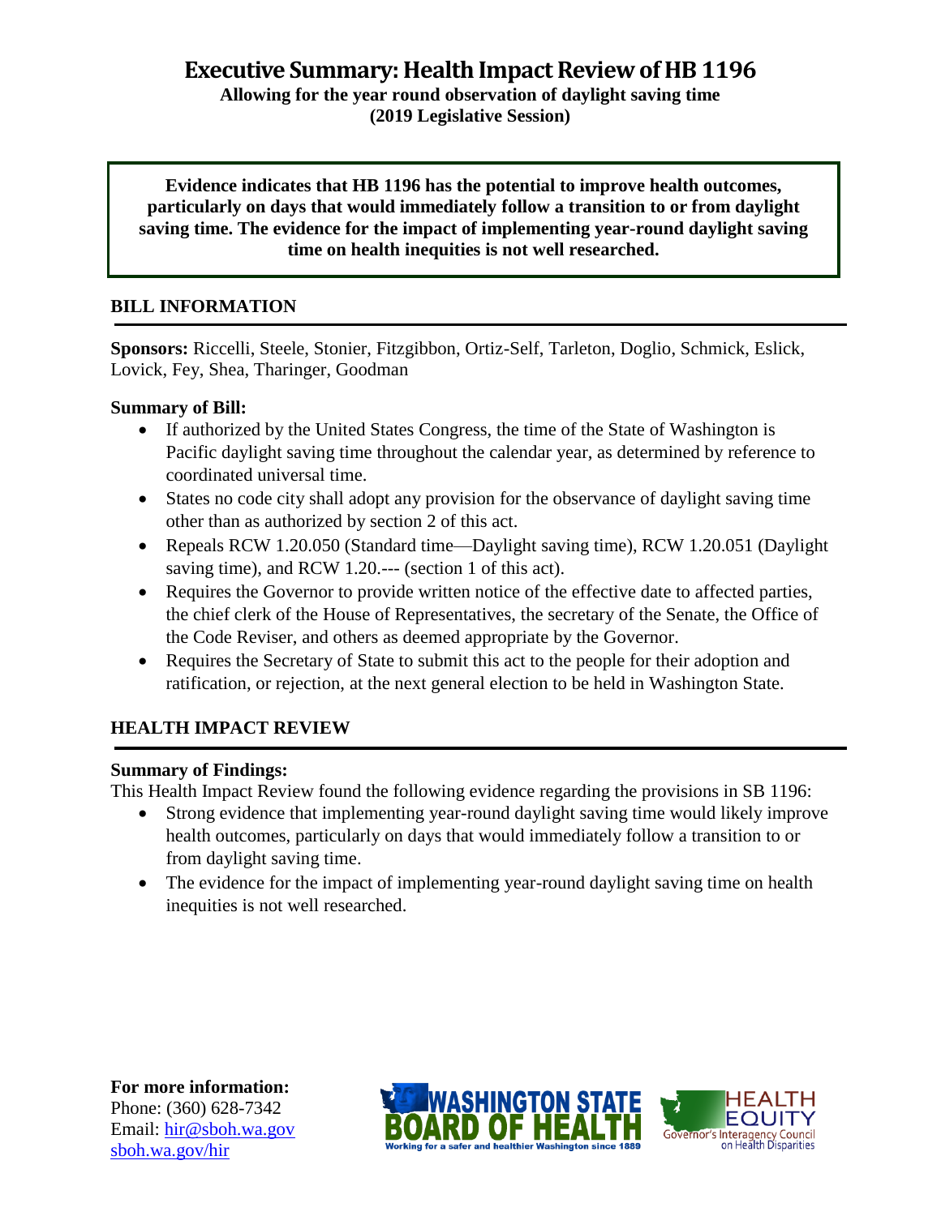# Executive Summary: Health Impact Review of HB 1196

**Allowing for the year round observation of daylight saving time**
**(2019 Legislative Session)**

**Evidence indicates that HB 1196 has the potential to improve health outcomes, particularly on days that would immediately follow a transition to or from daylight saving time. The evidence for the impact of implementing year-round daylight saving time on health inequities is not well researched.**

## BILL INFORMATION

**Sponsors:** Riccelli, Steele, Stonier, Fitzgibbon, Ortiz-Self, Tarleton, Doglio, Schmick, Eslick, Lovick, Fey, Shea, Tharinger, Goodman

**Summary of Bill:**

- If authorized by the United States Congress, the time of the State of Washington is Pacific daylight saving time throughout the calendar year, as determined by reference to coordinated universal time.
- States no code city shall adopt any provision for the observance of daylight saving time other than as authorized by section 2 of this act.
- Repeals RCW 1.20.050 (Standard time—Daylight saving time), RCW 1.20.051 (Daylight saving time), and RCW 1.20.--- (section 1 of this act).
- Requires the Governor to provide written notice of the effective date to affected parties, the chief clerk of the House of Representatives, the secretary of the Senate, the Office of the Code Reviser, and others as deemed appropriate by the Governor.
- Requires the Secretary of State to submit this act to the people for their adoption and ratification, or rejection, at the next general election to be held in Washington State.

## HEALTH IMPACT REVIEW

**Summary of Findings:**

This Health Impact Review found the following evidence regarding the provisions in SB 1196:

- Strong evidence that implementing year-round daylight saving time would likely improve health outcomes, particularly on days that would immediately follow a transition to or from daylight saving time.
- The evidence for the impact of implementing year-round daylight saving time on health inequities is not well researched.

**For more information:**
Phone: (360) 628-7342
Email: hir@sboh.wa.gov
sboh.wa.gov/hir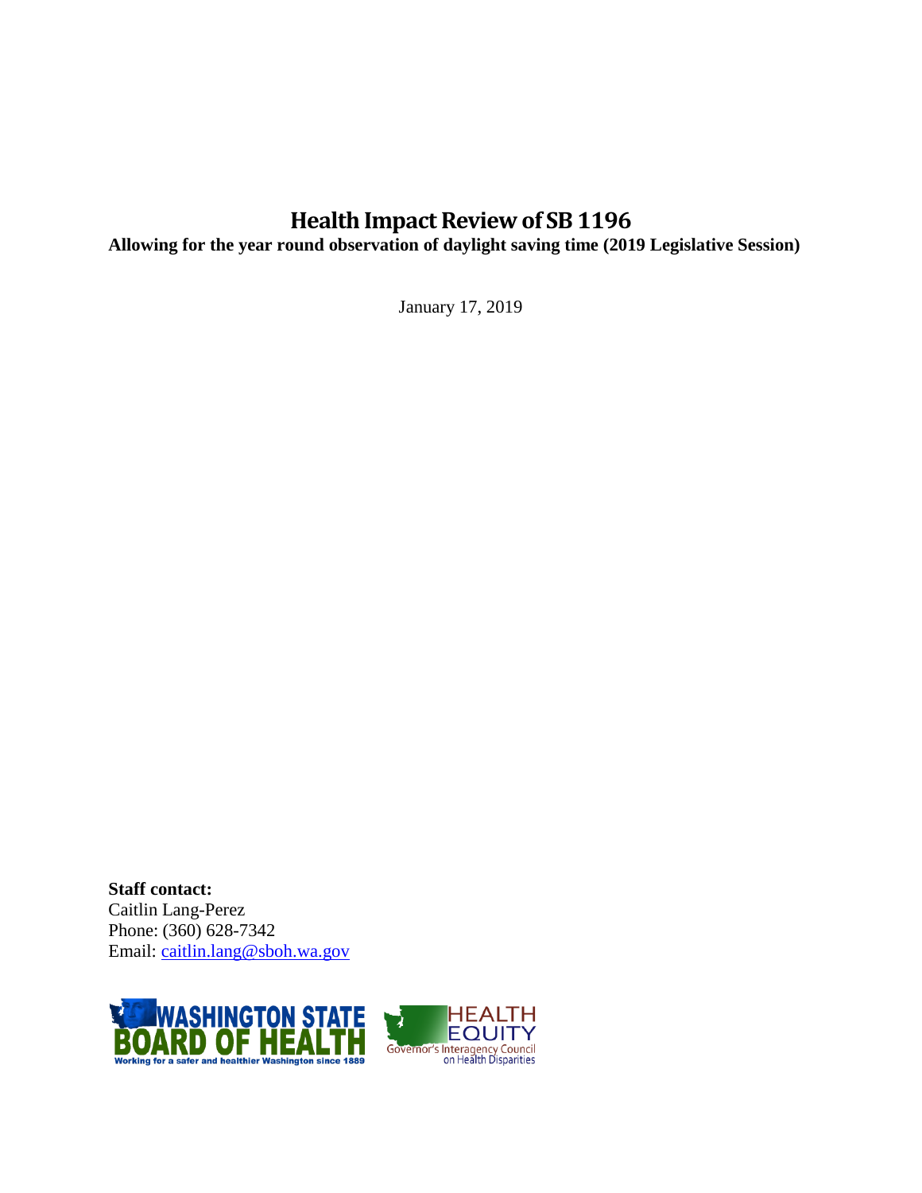# Health Impact Review of SB 1196

**Allowing for the year round observation of daylight saving time (2019 Legislative Session)**

January 17, 2019

**Staff contact:**
Caitlin Lang-Perez
Phone: (360) 628-7342
Email: caitlin.lang@sboh.wa.gov

WASHINGTON STATE BOARD OF HEALTH
Working for a safer and healthier Washington since 1889

HEALTH EQUITY
Governor's Interagency Council on Health Disparities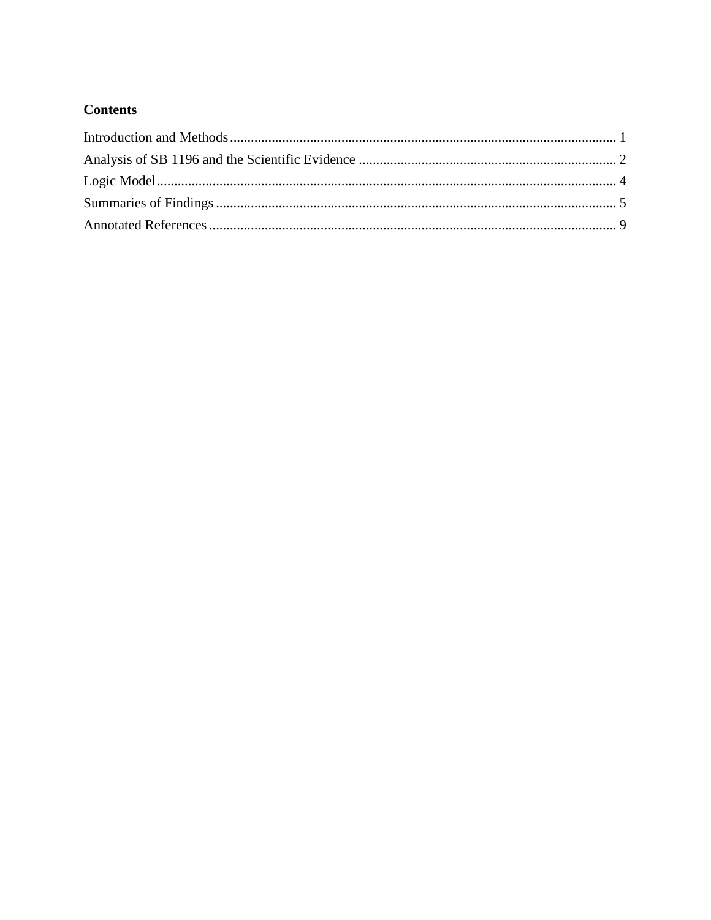## Contents

Introduction and Methods ........................................................................................................... 1

Analysis of SB 1196 and the Scientific Evidence ........................................................................ 2

Logic Model ................................................................................................................................. 4

Summaries of Findings ................................................................................................................ 5

Annotated References .................................................................................................................. 9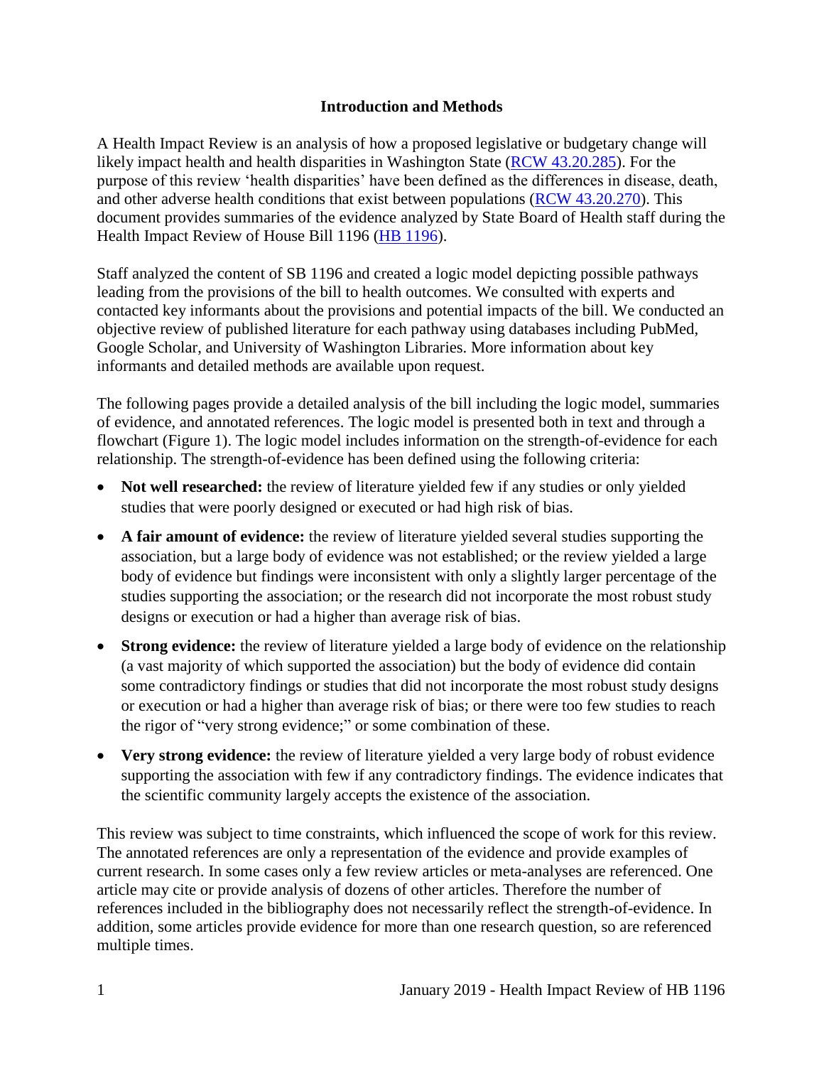## Introduction and Methods

A Health Impact Review is an analysis of how a proposed legislative or budgetary change will likely impact health and health disparities in Washington State (RCW 43.20.285). For the purpose of this review 'health disparities' have been defined as the differences in disease, death, and other adverse health conditions that exist between populations (RCW 43.20.270). This document provides summaries of the evidence analyzed by State Board of Health staff during the Health Impact Review of House Bill 1196 (HB 1196).

Staff analyzed the content of SB 1196 and created a logic model depicting possible pathways leading from the provisions of the bill to health outcomes. We consulted with experts and contacted key informants about the provisions and potential impacts of the bill. We conducted an objective review of published literature for each pathway using databases including PubMed, Google Scholar, and University of Washington Libraries. More information about key informants and detailed methods are available upon request.

The following pages provide a detailed analysis of the bill including the logic model, summaries of evidence, and annotated references. The logic model is presented both in text and through a flowchart (Figure 1). The logic model includes information on the strength-of-evidence for each relationship. The strength-of-evidence has been defined using the following criteria:

- **Not well researched:** the review of literature yielded few if any studies or only yielded studies that were poorly designed or executed or had high risk of bias.
- **A fair amount of evidence:** the review of literature yielded several studies supporting the association, but a large body of evidence was not established; or the review yielded a large body of evidence but findings were inconsistent with only a slightly larger percentage of the studies supporting the association; or the research did not incorporate the most robust study designs or execution or had a higher than average risk of bias.
- **Strong evidence:** the review of literature yielded a large body of evidence on the relationship (a vast majority of which supported the association) but the body of evidence did contain some contradictory findings or studies that did not incorporate the most robust study designs or execution or had a higher than average risk of bias; or there were too few studies to reach the rigor of "very strong evidence;" or some combination of these.
- **Very strong evidence:** the review of literature yielded a very large body of robust evidence supporting the association with few if any contradictory findings. The evidence indicates that the scientific community largely accepts the existence of the association.

This review was subject to time constraints, which influenced the scope of work for this review. The annotated references are only a representation of the evidence and provide examples of current research. In some cases only a few review articles or meta-analyses are referenced. One article may cite or provide analysis of dozens of other articles. Therefore the number of references included in the bibliography does not necessarily reflect the strength-of-evidence. In addition, some articles provide evidence for more than one research question, so are referenced multiple times.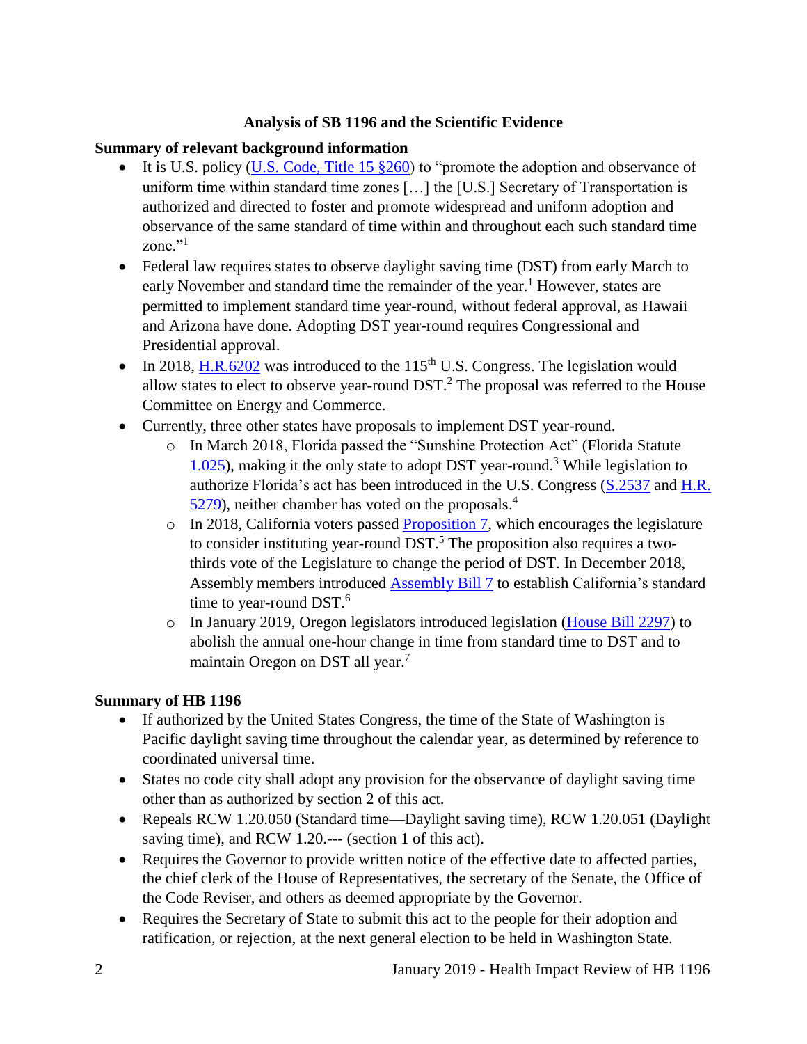**Analysis of SB 1196 and the Scientific Evidence**

**Summary of relevant background information**

- It is U.S. policy (U.S. Code, Title 15 §260) to "promote the adoption and observance of uniform time within standard time zones […] the [U.S.] Secretary of Transportation is authorized and directed to foster and promote widespread and uniform adoption and observance of the same standard of time within and throughout each such standard time zone."[1]
- Federal law requires states to observe daylight saving time (DST) from early March to early November and standard time the remainder of the year.[1] However, states are permitted to implement standard time year-round, without federal approval, as Hawaii and Arizona have done. Adopting DST year-round requires Congressional and Presidential approval.
- In 2018, H.R.6202 was introduced to the 115th U.S. Congress. The legislation would allow states to elect to observe year-round DST.[2] The proposal was referred to the House Committee on Energy and Commerce.
- Currently, three other states have proposals to implement DST year-round.
  - In March 2018, Florida passed the "Sunshine Protection Act" (Florida Statute 1.025), making it the only state to adopt DST year-round.[3] While legislation to authorize Florida's act has been introduced in the U.S. Congress (S.2537 and H.R. 5279), neither chamber has voted on the proposals.[4]
  - In 2018, California voters passed Proposition 7, which encourages the legislature to consider instituting year-round DST.[5] The proposition also requires a two-thirds vote of the Legislature to change the period of DST. In December 2018, Assembly members introduced Assembly Bill 7 to establish California's standard time to year-round DST.[6]
  - In January 2019, Oregon legislators introduced legislation (House Bill 2297) to abolish the annual one-hour change in time from standard time to DST and to maintain Oregon on DST all year.[7]

**Summary of HB 1196**

- If authorized by the United States Congress, the time of the State of Washington is Pacific daylight saving time throughout the calendar year, as determined by reference to coordinated universal time.
- States no code city shall adopt any provision for the observance of daylight saving time other than as authorized by section 2 of this act.
- Repeals RCW 1.20.050 (Standard time—Daylight saving time), RCW 1.20.051 (Daylight saving time), and RCW 1.20.--- (section 1 of this act).
- Requires the Governor to provide written notice of the effective date to affected parties, the chief clerk of the House of Representatives, the secretary of the Senate, the Office of the Code Reviser, and others as deemed appropriate by the Governor.
- Requires the Secretary of State to submit this act to the people for their adoption and ratification, or rejection, at the next general election to be held in Washington State.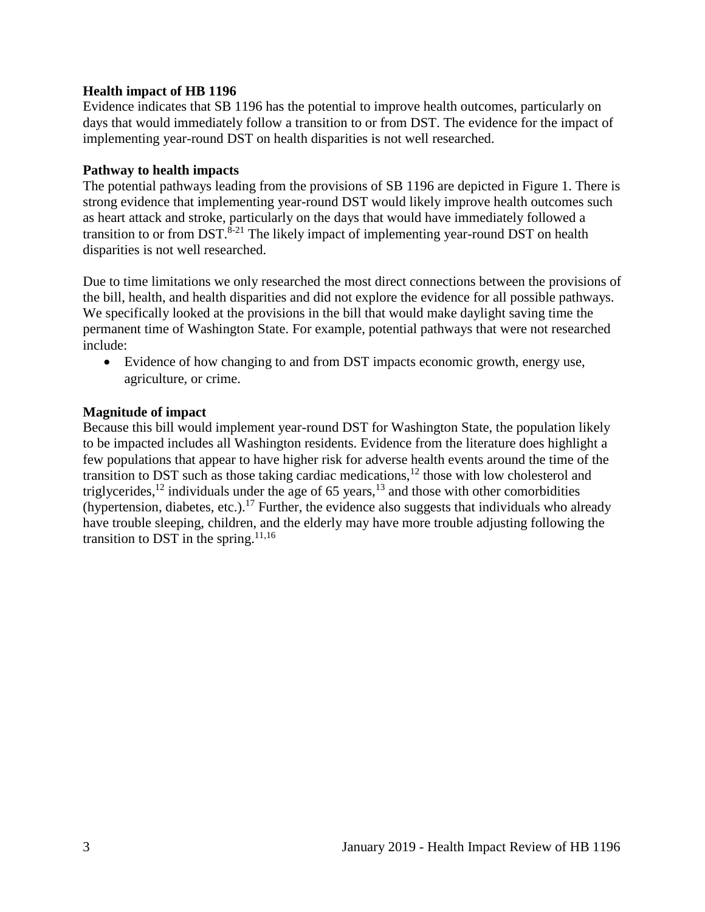**Health impact of HB 1196**

Evidence indicates that SB 1196 has the potential to improve health outcomes, particularly on days that would immediately follow a transition to or from DST. The evidence for the impact of implementing year-round DST on health disparities is not well researched.

**Pathway to health impacts**

The potential pathways leading from the provisions of SB 1196 are depicted in Figure 1. There is strong evidence that implementing year-round DST would likely improve health outcomes such as heart attack and stroke, particularly on the days that would have immediately followed a transition to or from DST.[8-21] The likely impact of implementing year-round DST on health disparities is not well researched.

Due to time limitations we only researched the most direct connections between the provisions of the bill, health, and health disparities and did not explore the evidence for all possible pathways. We specifically looked at the provisions in the bill that would make daylight saving time the permanent time of Washington State. For example, potential pathways that were not researched include:

- Evidence of how changing to and from DST impacts economic growth, energy use, agriculture, or crime.

**Magnitude of impact**

Because this bill would implement year-round DST for Washington State, the population likely to be impacted includes all Washington residents. Evidence from the literature does highlight a few populations that appear to have higher risk for adverse health events around the time of the transition to DST such as those taking cardiac medications,[12] those with low cholesterol and triglycerides,[12] individuals under the age of 65 years,[13] and those with other comorbidities (hypertension, diabetes, etc.).[17] Further, the evidence also suggests that individuals who already have trouble sleeping, children, and the elderly may have more trouble adjusting following the transition to DST in the spring.[11,16]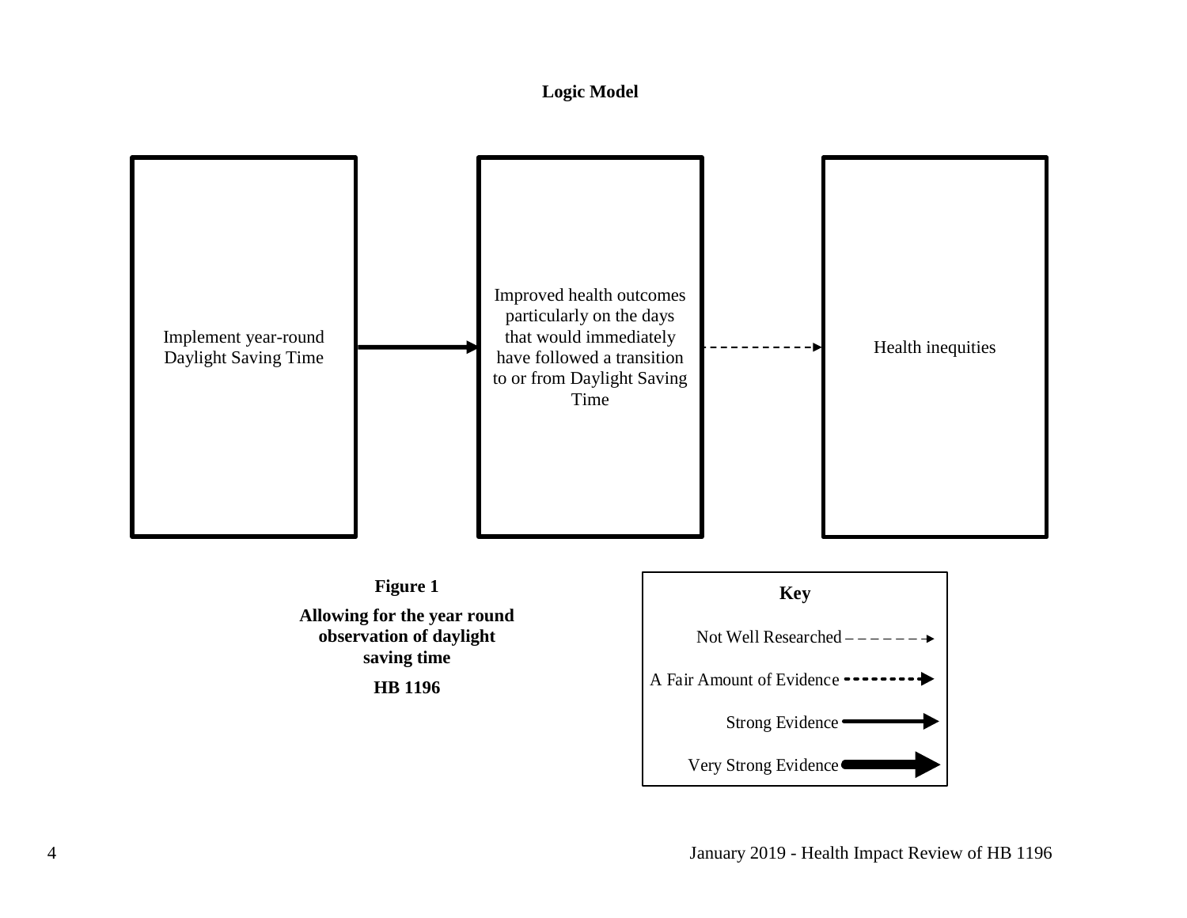**Logic Model**

Implement year-round Daylight Saving Time

Improved health outcomes particularly on the days that would immediately have followed a transition to or from Daylight Saving Time

Health inequities

**Figure 1**

**Allowing for the year round observation of daylight saving time**

**HB 1196**

**Key**

Not Well Researched

A Fair Amount of Evidence

Strong Evidence

Very Strong Evidence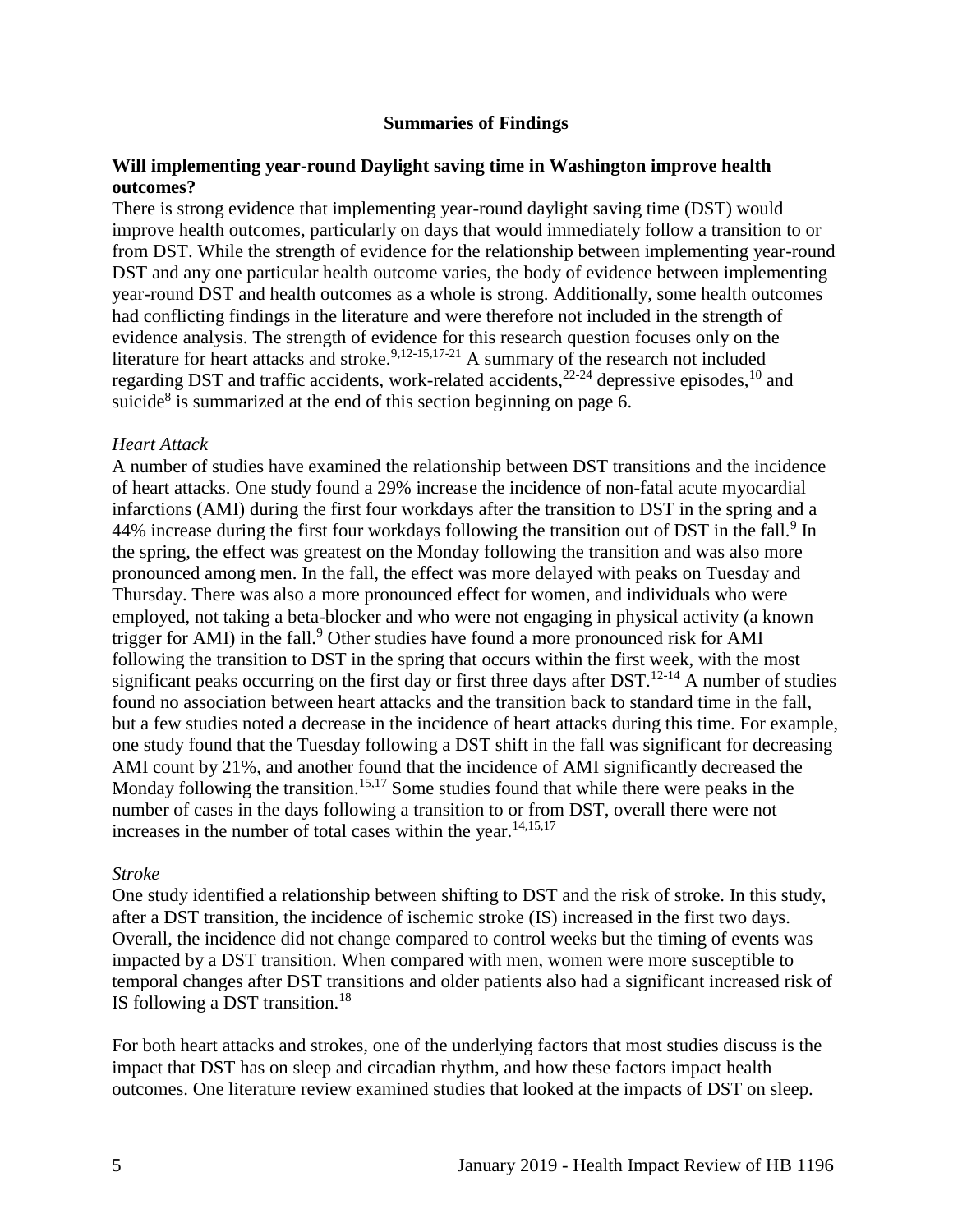## Summaries of Findings

### Will implementing year-round Daylight saving time in Washington improve health outcomes?

There is strong evidence that implementing year-round daylight saving time (DST) would improve health outcomes, particularly on days that would immediately follow a transition to or from DST. While the strength of evidence for the relationship between implementing year-round DST and any one particular health outcome varies, the body of evidence between implementing year-round DST and health outcomes as a whole is strong. Additionally, some health outcomes had conflicting findings in the literature and were therefore not included in the strength of evidence analysis. The strength of evidence for this research question focuses only on the literature for heart attacks and stroke.[9,12-15,17-21] A summary of the research not included regarding DST and traffic accidents, work-related accidents,[22-24] depressive episodes,[10] and suicide[8] is summarized at the end of this section beginning on page 6.

*Heart Attack*

A number of studies have examined the relationship between DST transitions and the incidence of heart attacks. One study found a 29% increase the incidence of non-fatal acute myocardial infarctions (AMI) during the first four workdays after the transition to DST in the spring and a 44% increase during the first four workdays following the transition out of DST in the fall.[9] In the spring, the effect was greatest on the Monday following the transition and was also more pronounced among men. In the fall, the effect was more delayed with peaks on Tuesday and Thursday. There was also a more pronounced effect for women, and individuals who were employed, not taking a beta-blocker and who were not engaging in physical activity (a known trigger for AMI) in the fall.[9] Other studies have found a more pronounced risk for AMI following the transition to DST in the spring that occurs within the first week, with the most significant peaks occurring on the first day or first three days after DST.[12-14] A number of studies found no association between heart attacks and the transition back to standard time in the fall, but a few studies noted a decrease in the incidence of heart attacks during this time. For example, one study found that the Tuesday following a DST shift in the fall was significant for decreasing AMI count by 21%, and another found that the incidence of AMI significantly decreased the Monday following the transition.[15,17] Some studies found that while there were peaks in the number of cases in the days following a transition to or from DST, overall there were not increases in the number of total cases within the year.[14,15,17]

*Stroke*

One study identified a relationship between shifting to DST and the risk of stroke. In this study, after a DST transition, the incidence of ischemic stroke (IS) increased in the first two days. Overall, the incidence did not change compared to control weeks but the timing of events was impacted by a DST transition. When compared with men, women were more susceptible to temporal changes after DST transitions and older patients also had a significant increased risk of IS following a DST transition.[18]

For both heart attacks and strokes, one of the underlying factors that most studies discuss is the impact that DST has on sleep and circadian rhythm, and how these factors impact health outcomes. One literature review examined studies that looked at the impacts of DST on sleep.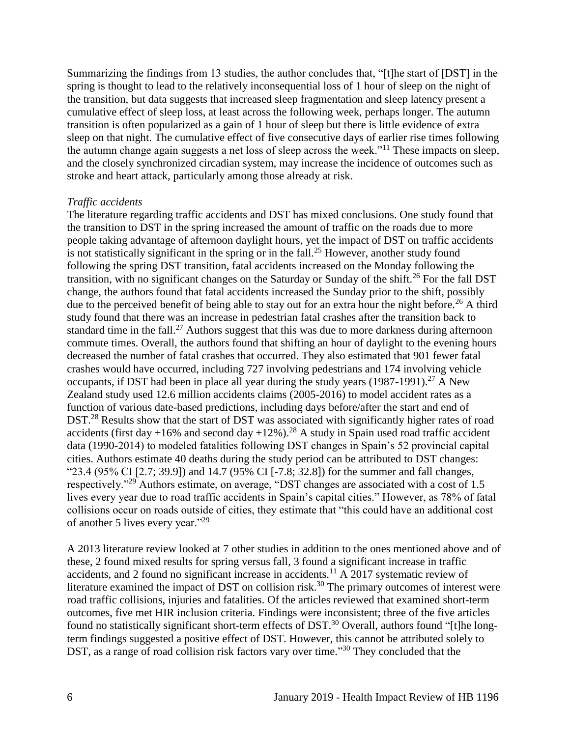Summarizing the findings from 13 studies, the author concludes that, "[t]he start of [DST] in the spring is thought to lead to the relatively inconsequential loss of 1 hour of sleep on the night of the transition, but data suggests that increased sleep fragmentation and sleep latency present a cumulative effect of sleep loss, at least across the following week, perhaps longer. The autumn transition is often popularized as a gain of 1 hour of sleep but there is little evidence of extra sleep on that night. The cumulative effect of five consecutive days of earlier rise times following the autumn change again suggests a net loss of sleep across the week."[11] These impacts on sleep, and the closely synchronized circadian system, may increase the incidence of outcomes such as stroke and heart attack, particularly among those already at risk.

*Traffic accidents*

The literature regarding traffic accidents and DST has mixed conclusions. One study found that the transition to DST in the spring increased the amount of traffic on the roads due to more people taking advantage of afternoon daylight hours, yet the impact of DST on traffic accidents is not statistically significant in the spring or in the fall.[25] However, another study found following the spring DST transition, fatal accidents increased on the Monday following the transition, with no significant changes on the Saturday or Sunday of the shift.[26] For the fall DST change, the authors found that fatal accidents increased the Sunday prior to the shift, possibly due to the perceived benefit of being able to stay out for an extra hour the night before.[26] A third study found that there was an increase in pedestrian fatal crashes after the transition back to standard time in the fall.[27] Authors suggest that this was due to more darkness during afternoon commute times. Overall, the authors found that shifting an hour of daylight to the evening hours decreased the number of fatal crashes that occurred. They also estimated that 901 fewer fatal crashes would have occurred, including 727 involving pedestrians and 174 involving vehicle occupants, if DST had been in place all year during the study years (1987-1991).[27] A New Zealand study used 12.6 million accidents claims (2005-2016) to model accident rates as a function of various date-based predictions, including days before/after the start and end of DST.[28] Results show that the start of DST was associated with significantly higher rates of road accidents (first day +16% and second day +12%).[28] A study in Spain used road traffic accident data (1990-2014) to modeled fatalities following DST changes in Spain's 52 provincial capital cities. Authors estimate 40 deaths during the study period can be attributed to DST changes: "23.4 (95% CI [2.7; 39.9]) and 14.7 (95% CI [-7.8; 32.8]) for the summer and fall changes, respectively."[29] Authors estimate, on average, "DST changes are associated with a cost of 1.5 lives every year due to road traffic accidents in Spain's capital cities." However, as 78% of fatal collisions occur on roads outside of cities, they estimate that "this could have an additional cost of another 5 lives every year."[29]

A 2013 literature review looked at 7 other studies in addition to the ones mentioned above and of these, 2 found mixed results for spring versus fall, 3 found a significant increase in traffic accidents, and 2 found no significant increase in accidents.[11] A 2017 systematic review of literature examined the impact of DST on collision risk.[30] The primary outcomes of interest were road traffic collisions, injuries and fatalities. Of the articles reviewed that examined short-term outcomes, five met HIR inclusion criteria. Findings were inconsistent; three of the five articles found no statistically significant short-term effects of DST.[30] Overall, authors found "[t]he long-term findings suggested a positive effect of DST. However, this cannot be attributed solely to DST, as a range of road collision risk factors vary over time."[30] They concluded that the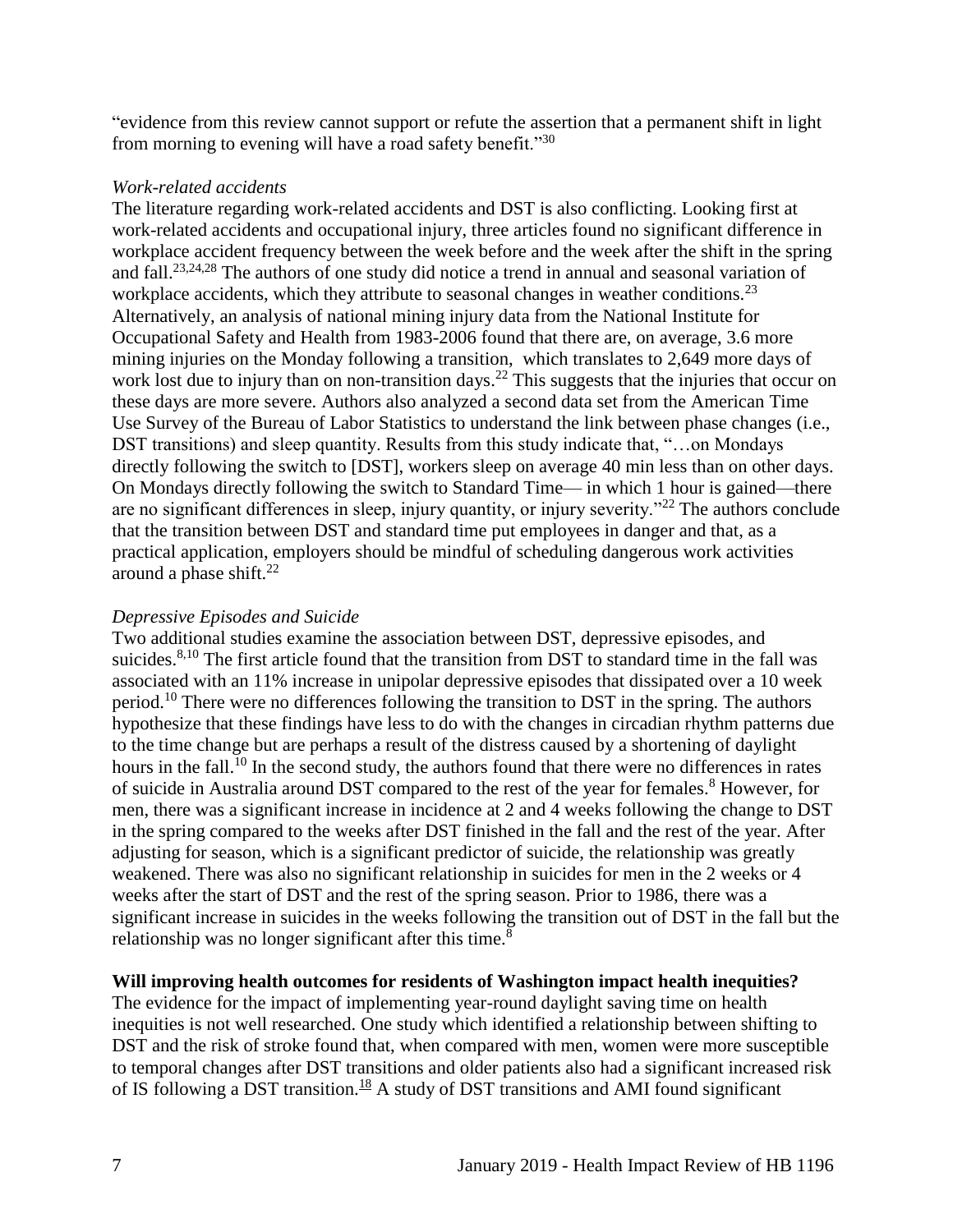"evidence from this review cannot support or refute the assertion that a permanent shift in light from morning to evening will have a road safety benefit."[30]

*Work-related accidents*

The literature regarding work-related accidents and DST is also conflicting. Looking first at work-related accidents and occupational injury, three articles found no significant difference in workplace accident frequency between the week before and the week after the shift in the spring and fall.[23,24,28] The authors of one study did notice a trend in annual and seasonal variation of workplace accidents, which they attribute to seasonal changes in weather conditions.[23] Alternatively, an analysis of national mining injury data from the National Institute for Occupational Safety and Health from 1983-2006 found that there are, on average, 3.6 more mining injuries on the Monday following a transition, which translates to 2,649 more days of work lost due to injury than on non-transition days.[22] This suggests that the injuries that occur on these days are more severe. Authors also analyzed a second data set from the American Time Use Survey of the Bureau of Labor Statistics to understand the link between phase changes (i.e., DST transitions) and sleep quantity. Results from this study indicate that, "…on Mondays directly following the switch to [DST], workers sleep on average 40 min less than on other days. On Mondays directly following the switch to Standard Time— in which 1 hour is gained—there are no significant differences in sleep, injury quantity, or injury severity."[22] The authors conclude that the transition between DST and standard time put employees in danger and that, as a practical application, employers should be mindful of scheduling dangerous work activities around a phase shift.[22]

*Depressive Episodes and Suicide*

Two additional studies examine the association between DST, depressive episodes, and suicides.[8,10] The first article found that the transition from DST to standard time in the fall was associated with an 11% increase in unipolar depressive episodes that dissipated over a 10 week period.[10] There were no differences following the transition to DST in the spring. The authors hypothesize that these findings have less to do with the changes in circadian rhythm patterns due to the time change but are perhaps a result of the distress caused by a shortening of daylight hours in the fall.[10] In the second study, the authors found that there were no differences in rates of suicide in Australia around DST compared to the rest of the year for females.[8] However, for men, there was a significant increase in incidence at 2 and 4 weeks following the change to DST in the spring compared to the weeks after DST finished in the fall and the rest of the year. After adjusting for season, which is a significant predictor of suicide, the relationship was greatly weakened. There was also no significant relationship in suicides for men in the 2 weeks or 4 weeks after the start of DST and the rest of the spring season. Prior to 1986, there was a significant increase in suicides in the weeks following the transition out of DST in the fall but the relationship was no longer significant after this time.[8]

**Will improving health outcomes for residents of Washington impact health inequities?**

The evidence for the impact of implementing year-round daylight saving time on health inequities is not well researched. One study which identified a relationship between shifting to DST and the risk of stroke found that, when compared with men, women were more susceptible to temporal changes after DST transitions and older patients also had a significant increased risk of IS following a DST transition.[18] A study of DST transitions and AMI found significant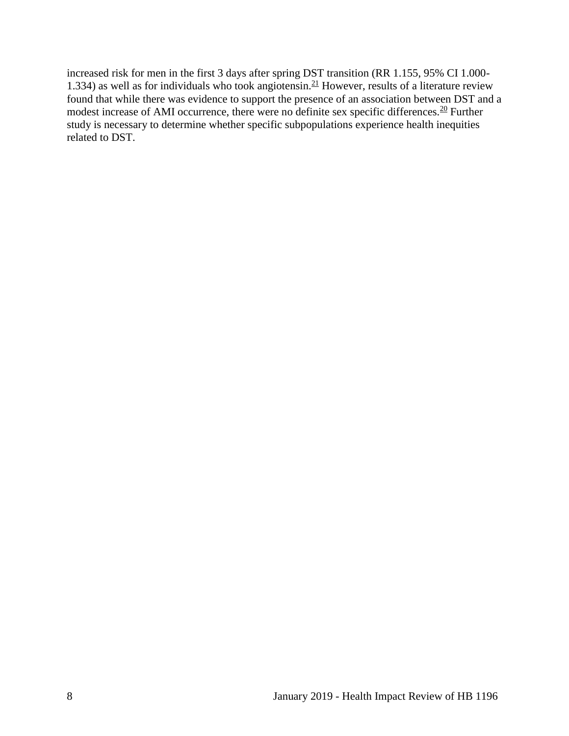increased risk for men in the first 3 days after spring DST transition (RR 1.155, 95% CI 1.000-1.334) as well as for individuals who took angiotensin.[21] However, results of a literature review found that while there was evidence to support the presence of an association between DST and a modest increase of AMI occurrence, there were no definite sex specific differences.[20] Further study is necessary to determine whether specific subpopulations experience health inequities related to DST.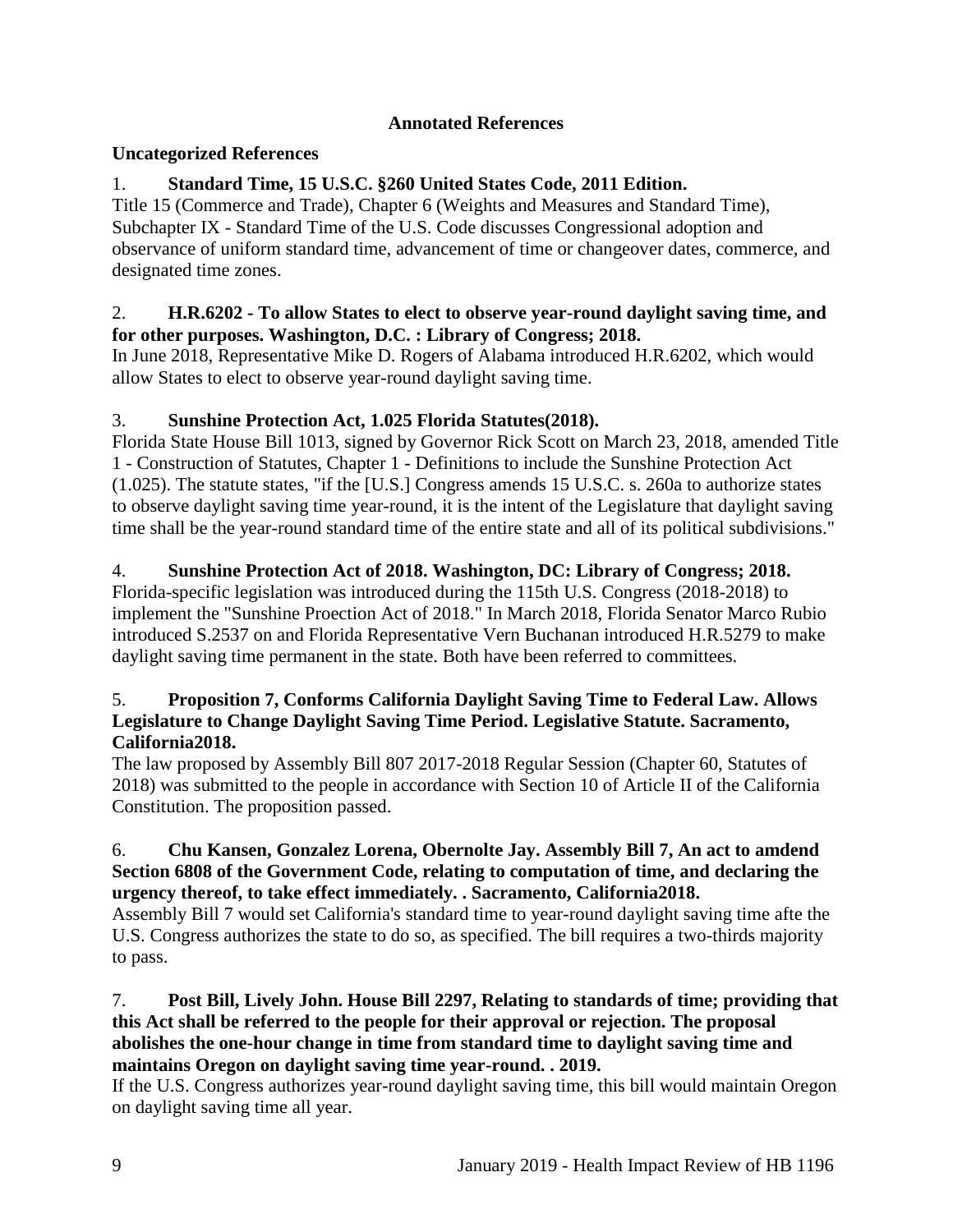**Annotated References**

**Uncategorized References**

1. **Standard Time, 15 U.S.C. §260 United States Code, 2011 Edition.**
Title 15 (Commerce and Trade), Chapter 6 (Weights and Measures and Standard Time), Subchapter IX - Standard Time of the U.S. Code discusses Congressional adoption and observance of uniform standard time, advancement of time or changeover dates, commerce, and designated time zones.

2. **H.R.6202 - To allow States to elect to observe year-round daylight saving time, and for other purposes. Washington, D.C. : Library of Congress; 2018.**
In June 2018, Representative Mike D. Rogers of Alabama introduced H.R.6202, which would allow States to elect to observe year-round daylight saving time.

3. **Sunshine Protection Act, 1.025 Florida Statutes(2018).**
Florida State House Bill 1013, signed by Governor Rick Scott on March 23, 2018, amended Title 1 - Construction of Statutes, Chapter 1 - Definitions to include the Sunshine Protection Act (1.025). The statute states, "if the [U.S.] Congress amends 15 U.S.C. s. 260a to authorize states to observe daylight saving time year-round, it is the intent of the Legislature that daylight saving time shall be the year-round standard time of the entire state and all of its political subdivisions."

4. **Sunshine Protection Act of 2018. Washington, DC: Library of Congress; 2018.**
Florida-specific legislation was introduced during the 115th U.S. Congress (2018-2018) to implement the "Sunshine Proection Act of 2018." In March 2018, Florida Senator Marco Rubio introduced S.2537 on and Florida Representative Vern Buchanan introduced H.R.5279 to make daylight saving time permanent in the state. Both have been referred to committees.

5. **Proposition 7, Conforms California Daylight Saving Time to Federal Law. Allows Legislature to Change Daylight Saving Time Period. Legislative Statute. Sacramento, California2018.**
The law proposed by Assembly Bill 807 2017-2018 Regular Session (Chapter 60, Statutes of 2018) was submitted to the people in accordance with Section 10 of Article II of the California Constitution. The proposition passed.

6. **Chu Kansen, Gonzalez Lorena, Obernolte Jay. Assembly Bill 7, An act to amdend Section 6808 of the Government Code, relating to computation of time, and declaring the urgency thereof, to take effect immediately. . Sacramento, California2018.**
Assembly Bill 7 would set California's standard time to year-round daylight saving time afte the U.S. Congress authorizes the state to do so, as specified. The bill requires a two-thirds majority to pass.

7. **Post Bill, Lively John. House Bill 2297, Relating to standards of time; providing that this Act shall be referred to the people for their approval or rejection. The proposal abolishes the one-hour change in time from standard time to daylight saving time and maintains Oregon on daylight saving time year-round. . 2019.**
If the U.S. Congress authorizes year-round daylight saving time, this bill would maintain Oregon on daylight saving time all year.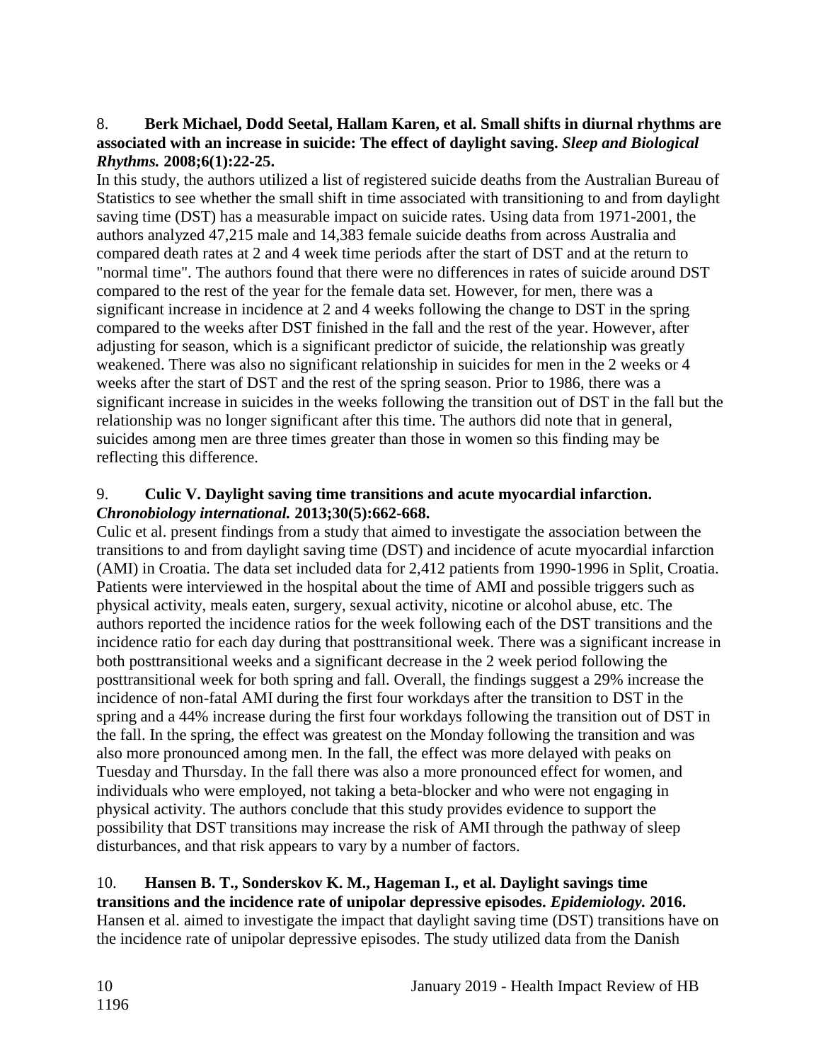8. **Berk Michael, Dodd Seetal, Hallam Karen, et al. Small shifts in diurnal rhythms are associated with an increase in suicide: The effect of daylight saving. *Sleep and Biological Rhythms.* 2008;6(1):22-25.**

In this study, the authors utilized a list of registered suicide deaths from the Australian Bureau of Statistics to see whether the small shift in time associated with transitioning to and from daylight saving time (DST) has a measurable impact on suicide rates. Using data from 1971-2001, the authors analyzed 47,215 male and 14,383 female suicide deaths from across Australia and compared death rates at 2 and 4 week time periods after the start of DST and at the return to "normal time". The authors found that there were no differences in rates of suicide around DST compared to the rest of the year for the female data set. However, for men, there was a significant increase in incidence at 2 and 4 weeks following the change to DST in the spring compared to the weeks after DST finished in the fall and the rest of the year. However, after adjusting for season, which is a significant predictor of suicide, the relationship was greatly weakened. There was also no significant relationship in suicides for men in the 2 weeks or 4 weeks after the start of DST and the rest of the spring season. Prior to 1986, there was a significant increase in suicides in the weeks following the transition out of DST in the fall but the relationship was no longer significant after this time. The authors did note that in general, suicides among men are three times greater than those in women so this finding may be reflecting this difference.

9. **Culic V. Daylight saving time transitions and acute myocardial infarction. *Chronobiology international.* 2013;30(5):662-668.**

Culic et al. present findings from a study that aimed to investigate the association between the transitions to and from daylight saving time (DST) and incidence of acute myocardial infarction (AMI) in Croatia. The data set included data for 2,412 patients from 1990-1996 in Split, Croatia. Patients were interviewed in the hospital about the time of AMI and possible triggers such as physical activity, meals eaten, surgery, sexual activity, nicotine or alcohol abuse, etc. The authors reported the incidence ratios for the week following each of the DST transitions and the incidence ratio for each day during that posttransitional week. There was a significant increase in both posttransitional weeks and a significant decrease in the 2 week period following the posttransitional week for both spring and fall. Overall, the findings suggest a 29% increase the incidence of non-fatal AMI during the first four workdays after the transition to DST in the spring and a 44% increase during the first four workdays following the transition out of DST in the fall. In the spring, the effect was greatest on the Monday following the transition and was also more pronounced among men. In the fall, the effect was more delayed with peaks on Tuesday and Thursday. In the fall there was also a more pronounced effect for women, and individuals who were employed, not taking a beta-blocker and who were not engaging in physical activity. The authors conclude that this study provides evidence to support the possibility that DST transitions may increase the risk of AMI through the pathway of sleep disturbances, and that risk appears to vary by a number of factors.

10. **Hansen B. T., Sonderskov K. M., Hageman I., et al. Daylight savings time transitions and the incidence rate of unipolar depressive episodes. *Epidemiology.* 2016.**

Hansen et al. aimed to investigate the impact that daylight saving time (DST) transitions have on the incidence rate of unipolar depressive episodes. The study utilized data from the Danish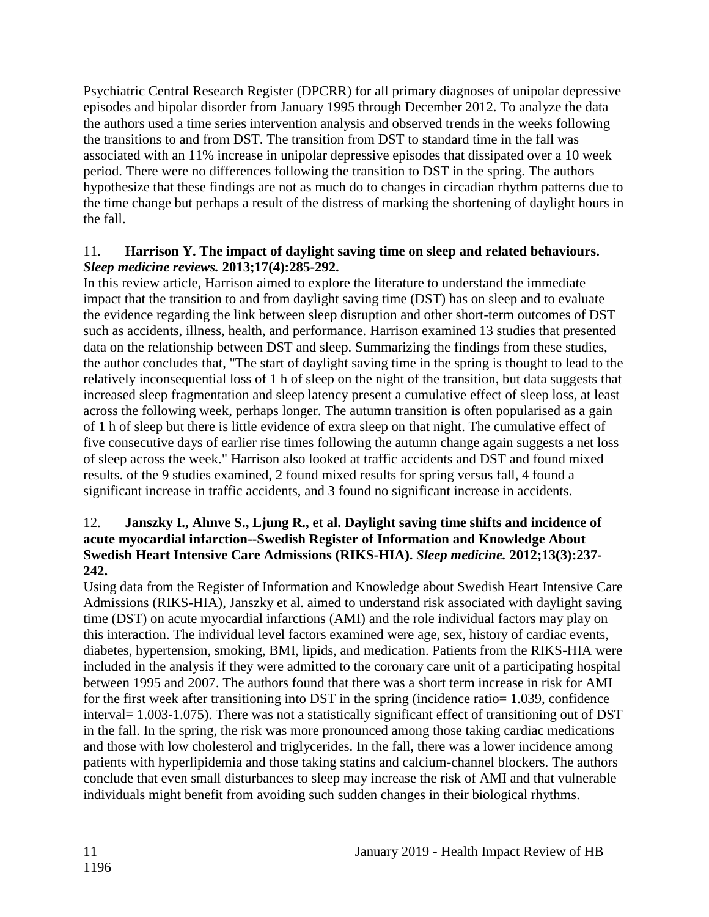Psychiatric Central Research Register (DPCRR) for all primary diagnoses of unipolar depressive episodes and bipolar disorder from January 1995 through December 2012. To analyze the data the authors used a time series intervention analysis and observed trends in the weeks following the transitions to and from DST. The transition from DST to standard time in the fall was associated with an 11% increase in unipolar depressive episodes that dissipated over a 10 week period. There were no differences following the transition to DST in the spring. The authors hypothesize that these findings are not as much do to changes in circadian rhythm patterns due to the time change but perhaps a result of the distress of marking the shortening of daylight hours in the fall.

11. **Harrison Y. The impact of daylight saving time on sleep and related behaviours.** ***Sleep medicine reviews.*** **2013;17(4):285-292.**

In this review article, Harrison aimed to explore the literature to understand the immediate impact that the transition to and from daylight saving time (DST) has on sleep and to evaluate the evidence regarding the link between sleep disruption and other short-term outcomes of DST such as accidents, illness, health, and performance. Harrison examined 13 studies that presented data on the relationship between DST and sleep. Summarizing the findings from these studies, the author concludes that, "The start of daylight saving time in the spring is thought to lead to the relatively inconsequential loss of 1 h of sleep on the night of the transition, but data suggests that increased sleep fragmentation and sleep latency present a cumulative effect of sleep loss, at least across the following week, perhaps longer. The autumn transition is often popularised as a gain of 1 h of sleep but there is little evidence of extra sleep on that night. The cumulative effect of five consecutive days of earlier rise times following the autumn change again suggests a net loss of sleep across the week." Harrison also looked at traffic accidents and DST and found mixed results. of the 9 studies examined, 2 found mixed results for spring versus fall, 4 found a significant increase in traffic accidents, and 3 found no significant increase in accidents.

12. **Janszky I., Ahnve S., Ljung R., et al. Daylight saving time shifts and incidence of acute myocardial infarction--Swedish Register of Information and Knowledge About Swedish Heart Intensive Care Admissions (RIKS-HIA).** ***Sleep medicine.*** **2012;13(3):237-242.**

Using data from the Register of Information and Knowledge about Swedish Heart Intensive Care Admissions (RIKS-HIA), Janszky et al. aimed to understand risk associated with daylight saving time (DST) on acute myocardial infarctions (AMI) and the role individual factors may play on this interaction. The individual level factors examined were age, sex, history of cardiac events, diabetes, hypertension, smoking, BMI, lipids, and medication. Patients from the RIKS-HIA were included in the analysis if they were admitted to the coronary care unit of a participating hospital between 1995 and 2007. The authors found that there was a short term increase in risk for AMI for the first week after transitioning into DST in the spring (incidence ratio= 1.039, confidence interval= 1.003-1.075). There was not a statistically significant effect of transitioning out of DST in the fall. In the spring, the risk was more pronounced among those taking cardiac medications and those with low cholesterol and triglycerides. In the fall, there was a lower incidence among patients with hyperlipidemia and those taking statins and calcium-channel blockers. The authors conclude that even small disturbances to sleep may increase the risk of AMI and that vulnerable individuals might benefit from avoiding such sudden changes in their biological rhythms.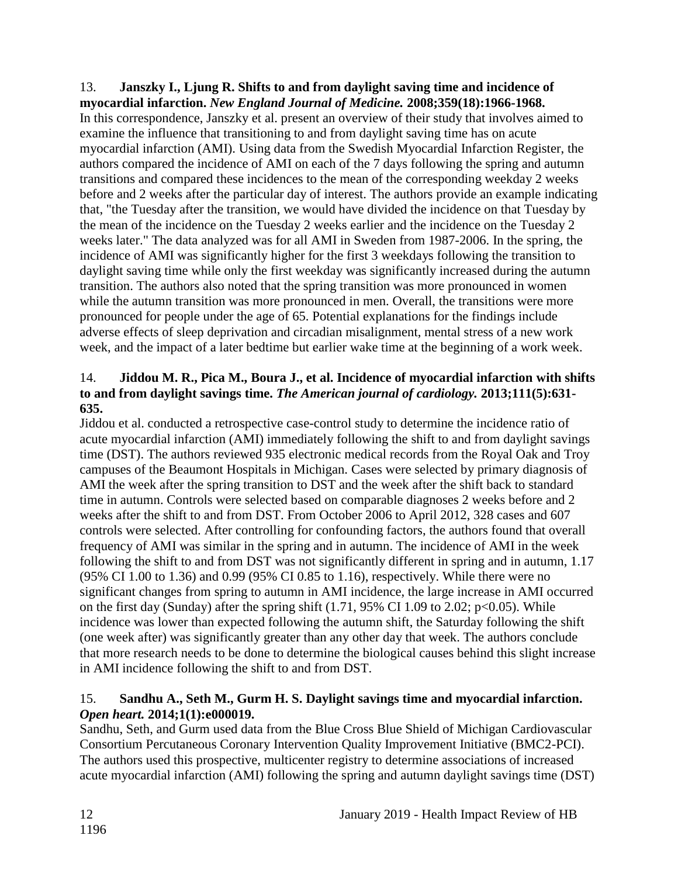13. **Janszky I., Ljung R. Shifts to and from daylight saving time and incidence of myocardial infarction.** ***New England Journal of Medicine.*** **2008;359(18):1966-1968.**
In this correspondence, Janszky et al. present an overview of their study that involves aimed to examine the influence that transitioning to and from daylight saving time has on acute myocardial infarction (AMI). Using data from the Swedish Myocardial Infarction Register, the authors compared the incidence of AMI on each of the 7 days following the spring and autumn transitions and compared these incidences to the mean of the corresponding weekday 2 weeks before and 2 weeks after the particular day of interest. The authors provide an example indicating that, "the Tuesday after the transition, we would have divided the incidence on that Tuesday by the mean of the incidence on the Tuesday 2 weeks earlier and the incidence on the Tuesday 2 weeks later." The data analyzed was for all AMI in Sweden from 1987-2006. In the spring, the incidence of AMI was significantly higher for the first 3 weekdays following the transition to daylight saving time while only the first weekday was significantly increased during the autumn transition. The authors also noted that the spring transition was more pronounced in women while the autumn transition was more pronounced in men. Overall, the transitions were more pronounced for people under the age of 65. Potential explanations for the findings include adverse effects of sleep deprivation and circadian misalignment, mental stress of a new work week, and the impact of a later bedtime but earlier wake time at the beginning of a work week.

14. **Jiddou M. R., Pica M., Boura J., et al. Incidence of myocardial infarction with shifts to and from daylight savings time.** ***The American journal of cardiology.*** **2013;111(5):631-635.**
Jiddou et al. conducted a retrospective case-control study to determine the incidence ratio of acute myocardial infarction (AMI) immediately following the shift to and from daylight savings time (DST). The authors reviewed 935 electronic medical records from the Royal Oak and Troy campuses of the Beaumont Hospitals in Michigan. Cases were selected by primary diagnosis of AMI the week after the spring transition to DST and the week after the shift back to standard time in autumn. Controls were selected based on comparable diagnoses 2 weeks before and 2 weeks after the shift to and from DST. From October 2006 to April 2012, 328 cases and 607 controls were selected. After controlling for confounding factors, the authors found that overall frequency of AMI was similar in the spring and in autumn. The incidence of AMI in the week following the shift to and from DST was not significantly different in spring and in autumn, 1.17 (95% CI 1.00 to 1.36) and 0.99 (95% CI 0.85 to 1.16), respectively. While there were no significant changes from spring to autumn in AMI incidence, the large increase in AMI occurred on the first day (Sunday) after the spring shift (1.71, 95% CI 1.09 to 2.02; $p<0.05$). While incidence was lower than expected following the autumn shift, the Saturday following the shift (one week after) was significantly greater than any other day that week. The authors conclude that more research needs to be done to determine the biological causes behind this slight increase in AMI incidence following the shift to and from DST.

15. **Sandhu A., Seth M., Gurm H. S. Daylight savings time and myocardial infarction.** ***Open heart.*** **2014;1(1):e000019.**
Sandhu, Seth, and Gurm used data from the Blue Cross Blue Shield of Michigan Cardiovascular Consortium Percutaneous Coronary Intervention Quality Improvement Initiative (BMC2-PCI). The authors used this prospective, multicenter registry to determine associations of increased acute myocardial infarction (AMI) following the spring and autumn daylight savings time (DST)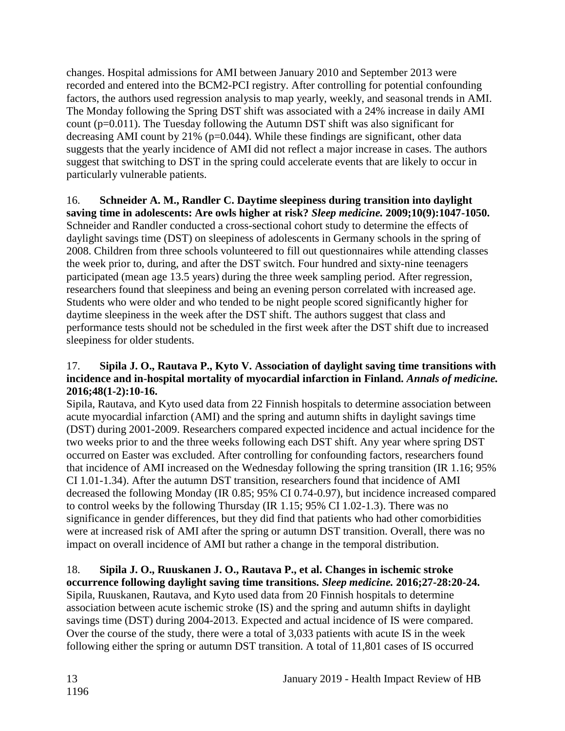changes. Hospital admissions for AMI between January 2010 and September 2013 were recorded and entered into the BCM2-PCI registry. After controlling for potential confounding factors, the authors used regression analysis to map yearly, weekly, and seasonal trends in AMI. The Monday following the Spring DST shift was associated with a 24% increase in daily AMI count (p=0.011). The Tuesday following the Autumn DST shift was also significant for decreasing AMI count by 21% (p=0.044). While these findings are significant, other data suggests that the yearly incidence of AMI did not reflect a major increase in cases. The authors suggest that switching to DST in the spring could accelerate events that are likely to occur in particularly vulnerable patients.

16. **Schneider A. M., Randler C. Daytime sleepiness during transition into daylight saving time in adolescents: Are owls higher at risk?** ***Sleep medicine.*** **2009;10(9):1047-1050.**
Schneider and Randler conducted a cross-sectional cohort study to determine the effects of daylight savings time (DST) on sleepiness of adolescents in Germany schools in the spring of 2008. Children from three schools volunteered to fill out questionnaires while attending classes the week prior to, during, and after the DST switch. Four hundred and sixty-nine teenagers participated (mean age 13.5 years) during the three week sampling period. After regression, researchers found that sleepiness and being an evening person correlated with increased age. Students who were older and who tended to be night people scored significantly higher for daytime sleepiness in the week after the DST shift. The authors suggest that class and performance tests should not be scheduled in the first week after the DST shift due to increased sleepiness for older students.

17. **Sipila J. O., Rautava P., Kyto V. Association of daylight saving time transitions with incidence and in-hospital mortality of myocardial infarction in Finland.** ***Annals of medicine.*** **2016;48(1-2):10-16.**
Sipila, Rautava, and Kyto used data from 22 Finnish hospitals to determine association between acute myocardial infarction (AMI) and the spring and autumn shifts in daylight savings time (DST) during 2001-2009. Researchers compared expected incidence and actual incidence for the two weeks prior to and the three weeks following each DST shift. Any year where spring DST occurred on Easter was excluded. After controlling for confounding factors, researchers found that incidence of AMI increased on the Wednesday following the spring transition (IR 1.16; 95% CI 1.01-1.34). After the autumn DST transition, researchers found that incidence of AMI decreased the following Monday (IR 0.85; 95% CI 0.74-0.97), but incidence increased compared to control weeks by the following Thursday (IR 1.15; 95% CI 1.02-1.3). There was no significance in gender differences, but they did find that patients who had other comorbidities were at increased risk of AMI after the spring or autumn DST transition. Overall, there was no impact on overall incidence of AMI but rather a change in the temporal distribution.

18. **Sipila J. O., Ruuskanen J. O., Rautava P., et al. Changes in ischemic stroke occurrence following daylight saving time transitions.** ***Sleep medicine.*** **2016;27-28:20-24.**
Sipila, Ruuskanen, Rautava, and Kyto used data from 20 Finnish hospitals to determine association between acute ischemic stroke (IS) and the spring and autumn shifts in daylight savings time (DST) during 2004-2013. Expected and actual incidence of IS were compared. Over the course of the study, there were a total of 3,033 patients with acute IS in the week following either the spring or autumn DST transition. A total of 11,801 cases of IS occurred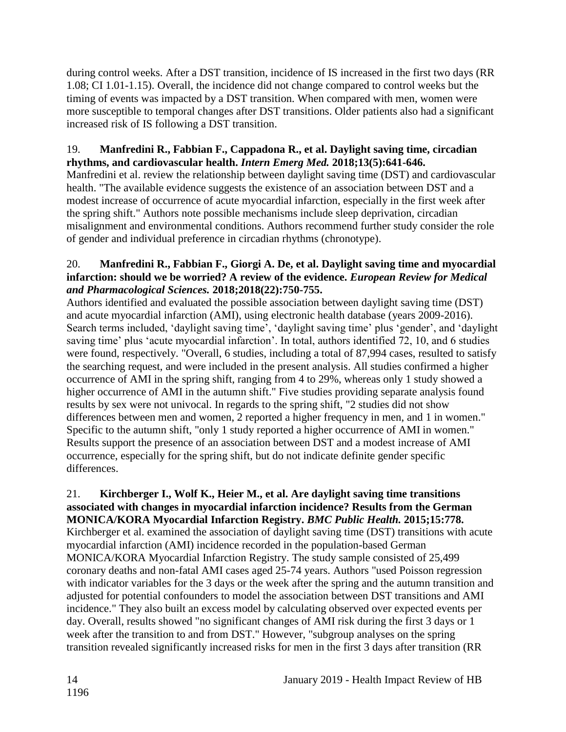during control weeks. After a DST transition, incidence of IS increased in the first two days (RR 1.08; CI 1.01-1.15). Overall, the incidence did not change compared to control weeks but the timing of events was impacted by a DST transition. When compared with men, women were more susceptible to temporal changes after DST transitions. Older patients also had a significant increased risk of IS following a DST transition.

19. **Manfredini R., Fabbian F., Cappadona R., et al. Daylight saving time, circadian rhythms, and cardiovascular health.** ***Intern Emerg Med.*** **2018;13(5):641-646.**
Manfredini et al. review the relationship between daylight saving time (DST) and cardiovascular health. "The available evidence suggests the existence of an association between DST and a modest increase of occurrence of acute myocardial infarction, especially in the first week after the spring shift." Authors note possible mechanisms include sleep deprivation, circadian misalignment and environmental conditions. Authors recommend further study consider the role of gender and individual preference in circadian rhythms (chronotype).

20. **Manfredini R., Fabbian F., Giorgi A. De, et al. Daylight saving time and myocardial infarction: should we be worried? A review of the evidence.** ***European Review for Medical and Pharmacological Sciences.*** **2018;2018(22):750-755.**
Authors identified and evaluated the possible association between daylight saving time (DST) and acute myocardial infarction (AMI), using electronic health database (years 2009-2016). Search terms included, 'daylight saving time', 'daylight saving time' plus 'gender', and 'daylight saving time' plus 'acute myocardial infarction'. In total, authors identified 72, 10, and 6 studies were found, respectively. "Overall, 6 studies, including a total of 87,994 cases, resulted to satisfy the searching request, and were included in the present analysis. All studies confirmed a higher occurrence of AMI in the spring shift, ranging from 4 to 29%, whereas only 1 study showed a higher occurrence of AMI in the autumn shift." Five studies providing separate analysis found results by sex were not univocal. In regards to the spring shift, "2 studies did not show differences between men and women, 2 reported a higher frequency in men, and 1 in women." Specific to the autumn shift, "only 1 study reported a higher occurrence of AMI in women." Results support the presence of an association between DST and a modest increase of AMI occurrence, especially for the spring shift, but do not indicate definite gender specific differences.

21. **Kirchberger I., Wolf K., Heier M., et al. Are daylight saving time transitions associated with changes in myocardial infarction incidence? Results from the German MONICA/KORA Myocardial Infarction Registry.** ***BMC Public Health.*** **2015;15:778.**
Kirchberger et al. examined the association of daylight saving time (DST) transitions with acute myocardial infarction (AMI) incidence recorded in the population-based German MONICA/KORA Myocardial Infarction Registry. The study sample consisted of 25,499 coronary deaths and non-fatal AMI cases aged 25-74 years. Authors "used Poisson regression with indicator variables for the 3 days or the week after the spring and the autumn transition and adjusted for potential confounders to model the association between DST transitions and AMI incidence." They also built an excess model by calculating observed over expected events per day. Overall, results showed "no significant changes of AMI risk during the first 3 days or 1 week after the transition to and from DST." However, "subgroup analyses on the spring transition revealed significantly increased risks for men in the first 3 days after transition (RR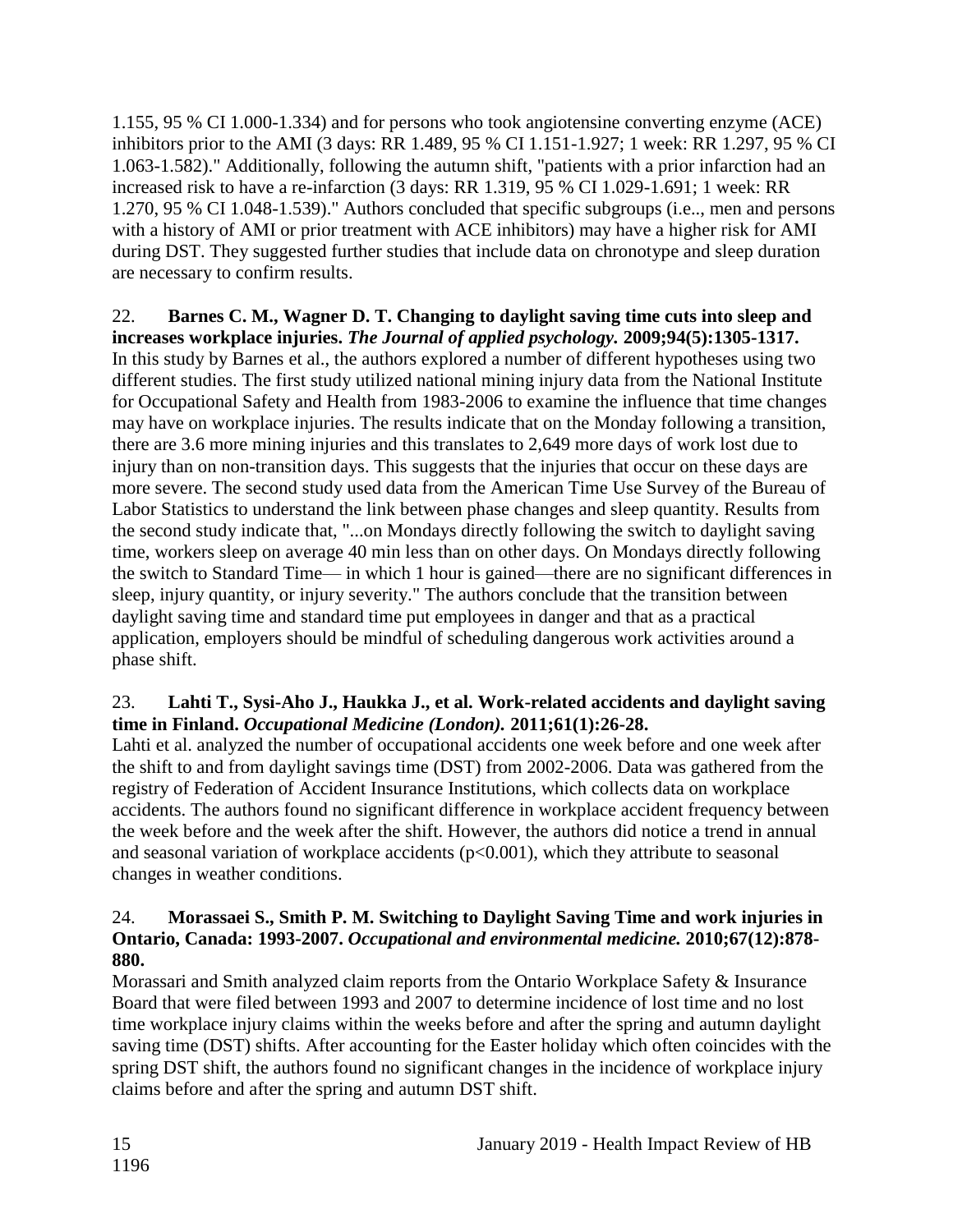1.155, 95 % CI 1.000-1.334) and for persons who took angiotensine converting enzyme (ACE) inhibitors prior to the AMI (3 days: RR 1.489, 95 % CI 1.151-1.927; 1 week: RR 1.297, 95 % CI 1.063-1.582)." Additionally, following the autumn shift, "patients with a prior infarction had an increased risk to have a re-infarction (3 days: RR 1.319, 95 % CI 1.029-1.691; 1 week: RR 1.270, 95 % CI 1.048-1.539)." Authors concluded that specific subgroups (i.e.., men and persons with a history of AMI or prior treatment with ACE inhibitors) may have a higher risk for AMI during DST. They suggested further studies that include data on chronotype and sleep duration are necessary to confirm results.

22. **Barnes C. M., Wagner D. T. Changing to daylight saving time cuts into sleep and increases workplace injuries.** ***The Journal of applied psychology.*** **2009;94(5):1305-1317.**
In this study by Barnes et al., the authors explored a number of different hypotheses using two different studies. The first study utilized national mining injury data from the National Institute for Occupational Safety and Health from 1983-2006 to examine the influence that time changes may have on workplace injuries. The results indicate that on the Monday following a transition, there are 3.6 more mining injuries and this translates to 2,649 more days of work lost due to injury than on non-transition days. This suggests that the injuries that occur on these days are more severe. The second study used data from the American Time Use Survey of the Bureau of Labor Statistics to understand the link between phase changes and sleep quantity. Results from the second study indicate that, "...on Mondays directly following the switch to daylight saving time, workers sleep on average 40 min less than on other days. On Mondays directly following the switch to Standard Time— in which 1 hour is gained—there are no significant differences in sleep, injury quantity, or injury severity." The authors conclude that the transition between daylight saving time and standard time put employees in danger and that as a practical application, employers should be mindful of scheduling dangerous work activities around a phase shift.

23. **Lahti T., Sysi-Aho J., Haukka J., et al. Work-related accidents and daylight saving time in Finland.** ***Occupational Medicine (London).*** **2011;61(1):26-28.**
Lahti et al. analyzed the number of occupational accidents one week before and one week after the shift to and from daylight savings time (DST) from 2002-2006. Data was gathered from the registry of Federation of Accident Insurance Institutions, which collects data on workplace accidents. The authors found no significant difference in workplace accident frequency between the week before and the week after the shift. However, the authors did notice a trend in annual and seasonal variation of workplace accidents ($p<0.001$), which they attribute to seasonal changes in weather conditions.

24. **Morassaei S., Smith P. M. Switching to Daylight Saving Time and work injuries in Ontario, Canada: 1993-2007.** ***Occupational and environmental medicine.*** **2010;67(12):878-880.**
Morassari and Smith analyzed claim reports from the Ontario Workplace Safety & Insurance Board that were filed between 1993 and 2007 to determine incidence of lost time and no lost time workplace injury claims within the weeks before and after the spring and autumn daylight saving time (DST) shifts. After accounting for the Easter holiday which often coincides with the spring DST shift, the authors found no significant changes in the incidence of workplace injury claims before and after the spring and autumn DST shift.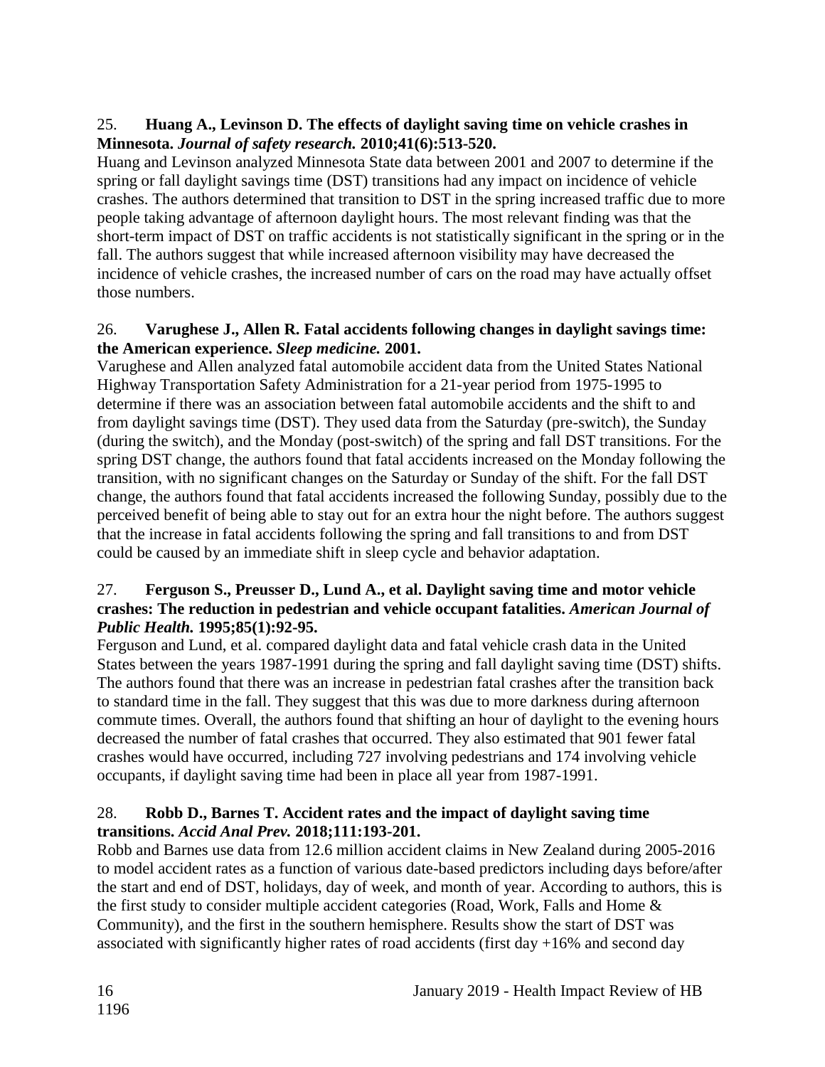25. **Huang A., Levinson D. The effects of daylight saving time on vehicle crashes in Minnesota.** ***Journal of safety research.*** **2010;41(6):513-520.**
Huang and Levinson analyzed Minnesota State data between 2001 and 2007 to determine if the spring or fall daylight savings time (DST) transitions had any impact on incidence of vehicle crashes. The authors determined that transition to DST in the spring increased traffic due to more people taking advantage of afternoon daylight hours. The most relevant finding was that the short-term impact of DST on traffic accidents is not statistically significant in the spring or in the fall. The authors suggest that while increased afternoon visibility may have decreased the incidence of vehicle crashes, the increased number of cars on the road may have actually offset those numbers.

26. **Varughese J., Allen R. Fatal accidents following changes in daylight savings time: the American experience.** ***Sleep medicine.*** **2001.**
Varughese and Allen analyzed fatal automobile accident data from the United States National Highway Transportation Safety Administration for a 21-year period from 1975-1995 to determine if there was an association between fatal automobile accidents and the shift to and from daylight savings time (DST). They used data from the Saturday (pre-switch), the Sunday (during the switch), and the Monday (post-switch) of the spring and fall DST transitions. For the spring DST change, the authors found that fatal accidents increased on the Monday following the transition, with no significant changes on the Saturday or Sunday of the shift. For the fall DST change, the authors found that fatal accidents increased the following Sunday, possibly due to the perceived benefit of being able to stay out for an extra hour the night before. The authors suggest that the increase in fatal accidents following the spring and fall transitions to and from DST could be caused by an immediate shift in sleep cycle and behavior adaptation.

27. **Ferguson S., Preusser D., Lund A., et al. Daylight saving time and motor vehicle crashes: The reduction in pedestrian and vehicle occupant fatalities.** ***American Journal of Public Health.*** **1995;85(1):92-95.**
Ferguson and Lund, et al. compared daylight data and fatal vehicle crash data in the United States between the years 1987-1991 during the spring and fall daylight saving time (DST) shifts. The authors found that there was an increase in pedestrian fatal crashes after the transition back to standard time in the fall. They suggest that this was due to more darkness during afternoon commute times. Overall, the authors found that shifting an hour of daylight to the evening hours decreased the number of fatal crashes that occurred. They also estimated that 901 fewer fatal crashes would have occurred, including 727 involving pedestrians and 174 involving vehicle occupants, if daylight saving time had been in place all year from 1987-1991.

28. **Robb D., Barnes T. Accident rates and the impact of daylight saving time transitions.** ***Accid Anal Prev.*** **2018;111:193-201.**
Robb and Barnes use data from 12.6 million accident claims in New Zealand during 2005-2016 to model accident rates as a function of various date-based predictors including days before/after the start and end of DST, holidays, day of week, and month of year. According to authors, this is the first study to consider multiple accident categories (Road, Work, Falls and Home & Community), and the first in the southern hemisphere. Results show the start of DST was associated with significantly higher rates of road accidents (first day +16% and second day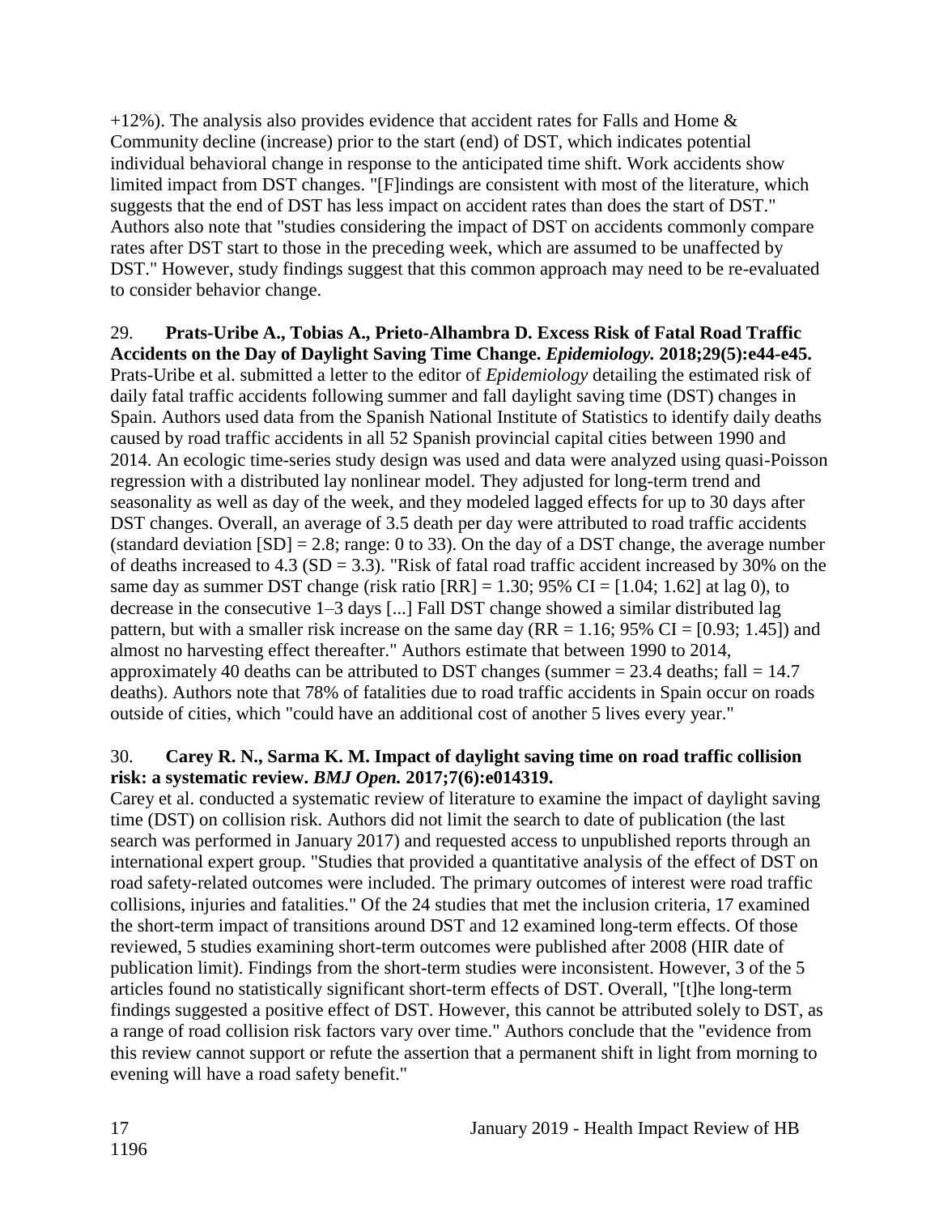+12%). The analysis also provides evidence that accident rates for Falls and Home & Community decline (increase) prior to the start (end) of DST, which indicates potential individual behavioral change in response to the anticipated time shift. Work accidents show limited impact from DST changes. "[F]indings are consistent with most of the literature, which suggests that the end of DST has less impact on accident rates than does the start of DST." Authors also note that "studies considering the impact of DST on accidents commonly compare rates after DST start to those in the preceding week, which are assumed to be unaffected by DST." However, study findings suggest that this common approach may need to be re-evaluated to consider behavior change.

29. **Prats-Uribe A., Tobias A., Prieto-Alhambra D. Excess Risk of Fatal Road Traffic Accidents on the Day of Daylight Saving Time Change.** ***Epidemiology.*** **2018;29(5):e44-e45.** Prats-Uribe et al. submitted a letter to the editor of *Epidemiology* detailing the estimated risk of daily fatal traffic accidents following summer and fall daylight saving time (DST) changes in Spain. Authors used data from the Spanish National Institute of Statistics to identify daily deaths caused by road traffic accidents in all 52 Spanish provincial capital cities between 1990 and 2014. An ecologic time-series study design was used and data were analyzed using quasi-Poisson regression with a distributed lay nonlinear model. They adjusted for long-term trend and seasonality as well as day of the week, and they modeled lagged effects for up to 30 days after DST changes. Overall, an average of 3.5 death per day were attributed to road traffic accidents (standard deviation [SD] = 2.8; range: 0 to 33). On the day of a DST change, the average number of deaths increased to 4.3 (SD = 3.3). "Risk of fatal road traffic accident increased by 30% on the same day as summer DST change (risk ratio [RR] = 1.30; 95% CI = [1.04; 1.62] at lag 0), to decrease in the consecutive 1–3 days [...] Fall DST change showed a similar distributed lag pattern, but with a smaller risk increase on the same day (RR = 1.16; 95% CI = [0.93; 1.45]) and almost no harvesting effect thereafter." Authors estimate that between 1990 to 2014, approximately 40 deaths can be attributed to DST changes (summer = 23.4 deaths; fall = 14.7 deaths). Authors note that 78% of fatalities due to road traffic accidents in Spain occur on roads outside of cities, which "could have an additional cost of another 5 lives every year."

30. **Carey R. N., Sarma K. M. Impact of daylight saving time on road traffic collision risk: a systematic review.** ***BMJ Open.*** **2017;7(6):e014319.**
Carey et al. conducted a systematic review of literature to examine the impact of daylight saving time (DST) on collision risk. Authors did not limit the search to date of publication (the last search was performed in January 2017) and requested access to unpublished reports through an international expert group. "Studies that provided a quantitative analysis of the effect of DST on road safety-related outcomes were included. The primary outcomes of interest were road traffic collisions, injuries and fatalities." Of the 24 studies that met the inclusion criteria, 17 examined the short-term impact of transitions around DST and 12 examined long-term effects. Of those reviewed, 5 studies examining short-term outcomes were published after 2008 (HIR date of publication limit). Findings from the short-term studies were inconsistent. However, 3 of the 5 articles found no statistically significant short-term effects of DST. Overall, "[t]he long-term findings suggested a positive effect of DST. However, this cannot be attributed solely to DST, as a range of road collision risk factors vary over time." Authors conclude that the "evidence from this review cannot support or refute the assertion that a permanent shift in light from morning to evening will have a road safety benefit."